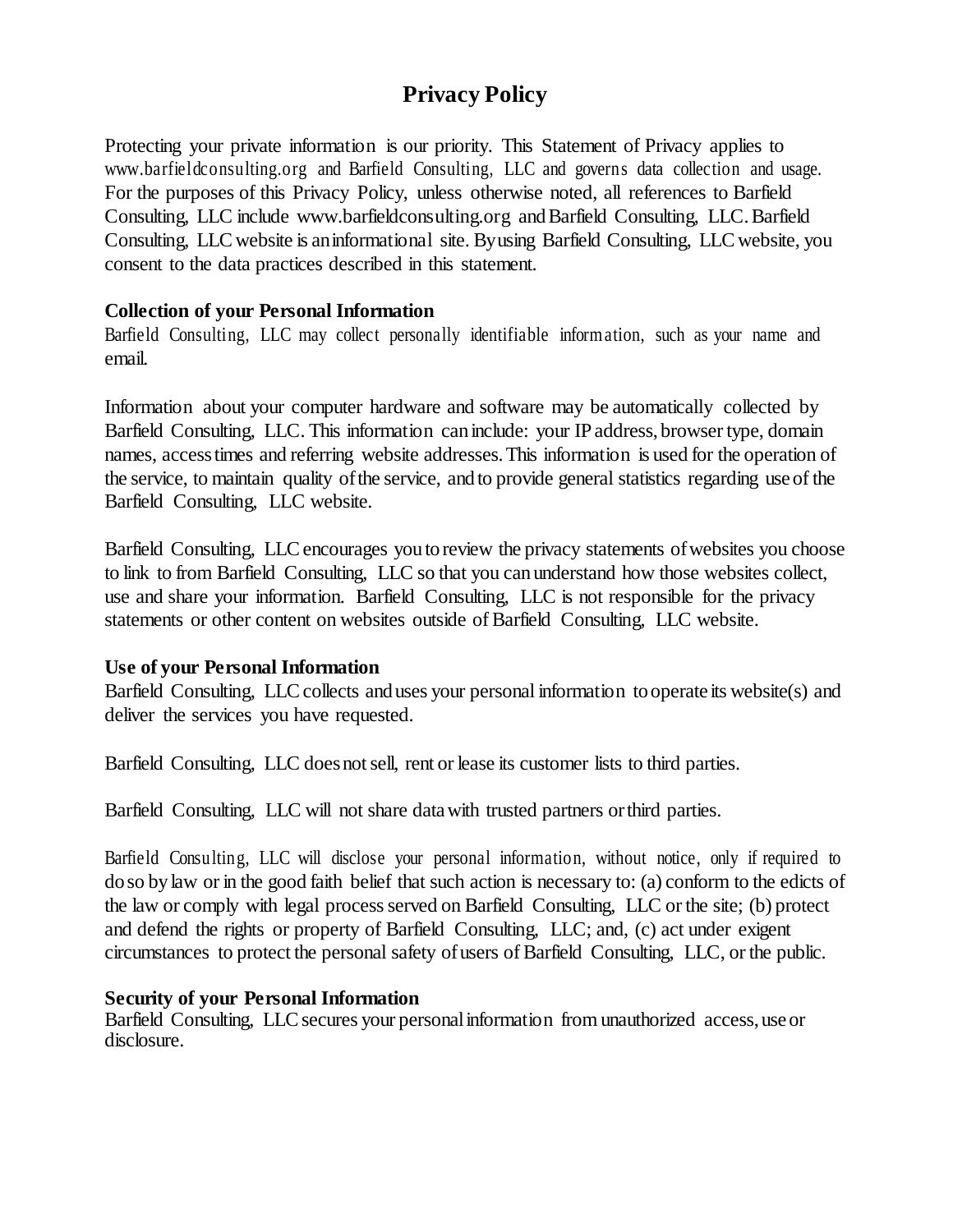# Privacy Policy

Protecting your private information is our priority. This Statement of Privacy applies to www.barfieldconsulting.org and Barfield Consulting, LLC and governs data collection and usage. For the purposes of this Privacy Policy, unless otherwise noted, all references to Barfield Consulting, LLC include www.barfieldconsulting.org and Barfield Consulting, LLC. Barfield Consulting, LLC website is an informational site. By using Barfield Consulting, LLC website, you consent to the data practices described in this statement.

**Collection of your Personal Information**

Barfield Consulting, LLC may collect personally identifiable information, such as your name and email.

Information about your computer hardware and software may be automatically collected by Barfield Consulting, LLC. This information can include: your IP address, browser type, domain names, access times and referring website addresses. This information is used for the operation of the service, to maintain quality of the service, and to provide general statistics regarding use of the Barfield Consulting, LLC website.

Barfield Consulting, LLC encourages you to review the privacy statements of websites you choose to link to from Barfield Consulting, LLC so that you can understand how those websites collect, use and share your information. Barfield Consulting, LLC is not responsible for the privacy statements or other content on websites outside of Barfield Consulting, LLC website.

**Use of your Personal Information**

Barfield Consulting, LLC collects and uses your personal information to operate its website(s) and deliver the services you have requested.

Barfield Consulting, LLC does not sell, rent or lease its customer lists to third parties.

Barfield Consulting, LLC will not share data with trusted partners or third parties.

Barfield Consulting, LLC will disclose your personal information, without notice, only if required to do so by law or in the good faith belief that such action is necessary to: (a) conform to the edicts of the law or comply with legal process served on Barfield Consulting, LLC or the site; (b) protect and defend the rights or property of Barfield Consulting, LLC; and, (c) act under exigent circumstances to protect the personal safety of users of Barfield Consulting, LLC, or the public.

**Security of your Personal Information**

Barfield Consulting, LLC secures your personal information from unauthorized access, use or disclosure.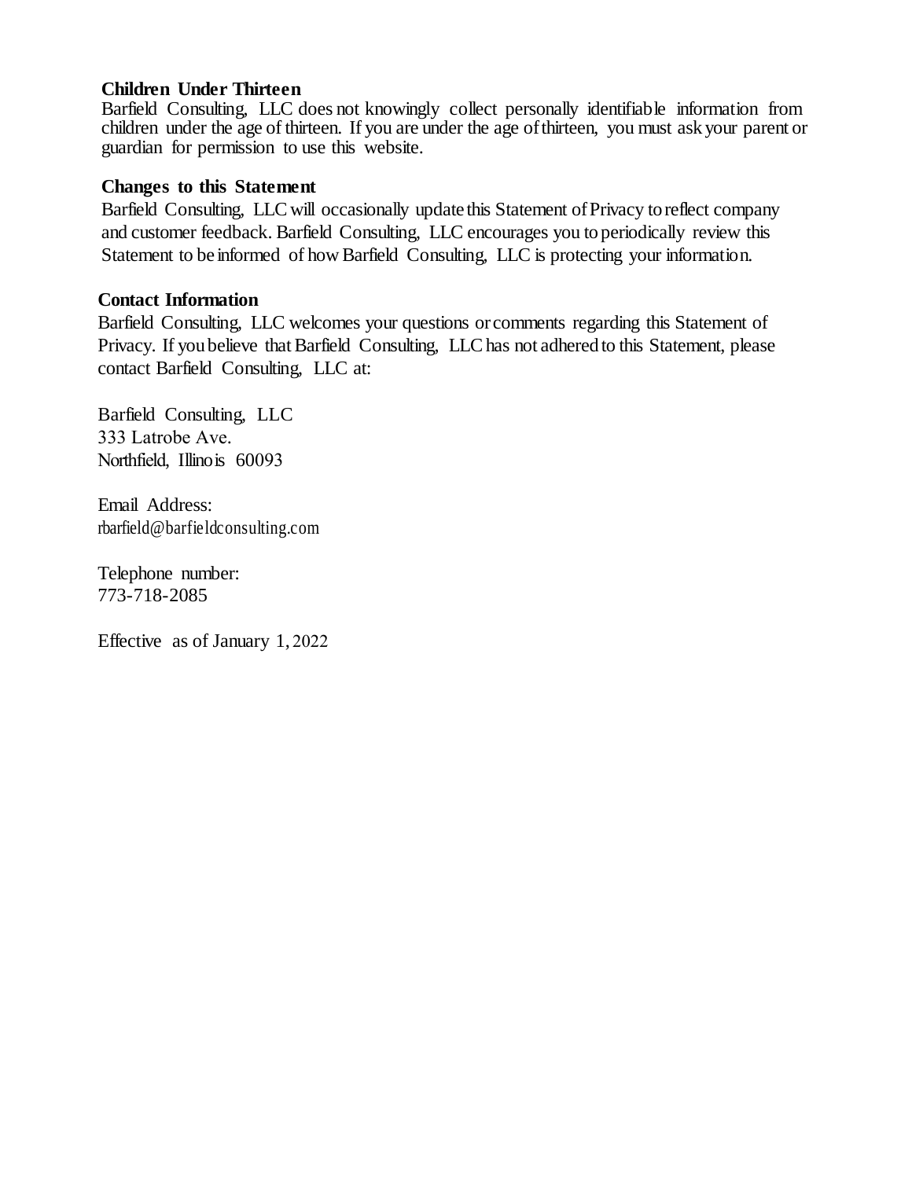## Children Under Thirteen

Barfield Consulting, LLC does not knowingly collect personally identifiable information from children under the age of thirteen. If you are under the age of thirteen, you must ask your parent or guardian for permission to use this website.

## Changes to this Statement

Barfield Consulting, LLC will occasionally update this Statement of Privacy to reflect company and customer feedback. Barfield Consulting, LLC encourages you to periodically review this Statement to be informed of how Barfield Consulting, LLC is protecting your information.

## Contact Information

Barfield Consulting, LLC welcomes your questions or comments regarding this Statement of Privacy. If you believe that Barfield Consulting, LLC has not adhered to this Statement, please contact Barfield Consulting, LLC at:

Barfield Consulting, LLC
333 Latrobe Ave.
Northfield, Illinois 60093

Email Address:
rbarfield@barfieldconsulting.com

Telephone number:
773-718-2085

Effective as of January 1, 2022